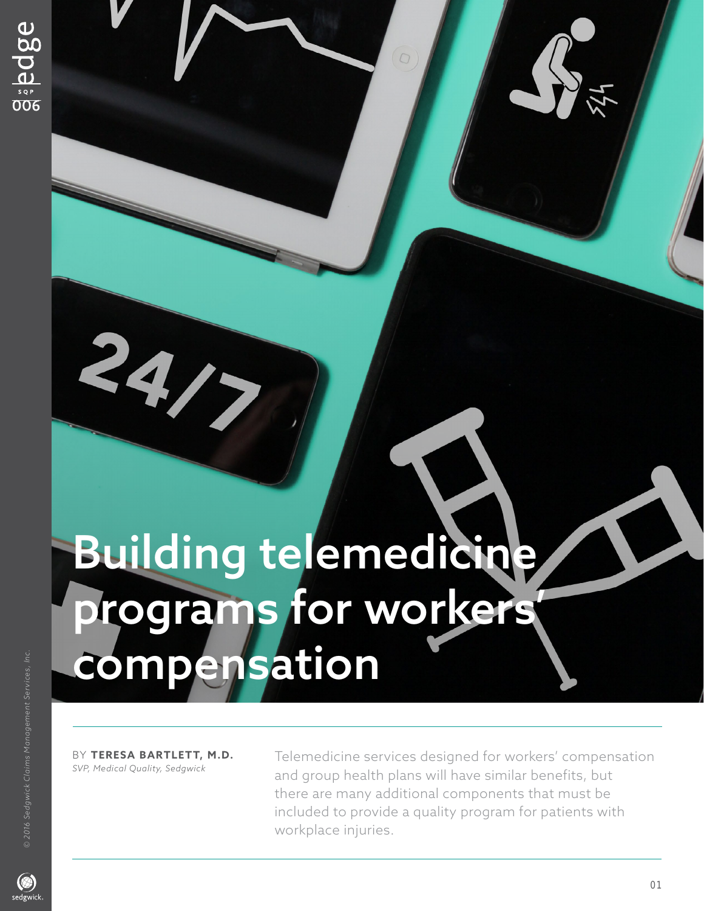# Building telemedicine programs for workers' compensation

BY **TERESA BARTLETT, M.D.**
*SVP, Medical Quality, Sedgwick*

Telemedicine services designed for workers' compensation and group health plans will have similar benefits, but there are many additional components that must be included to provide a quality program for patients with workplace injuries.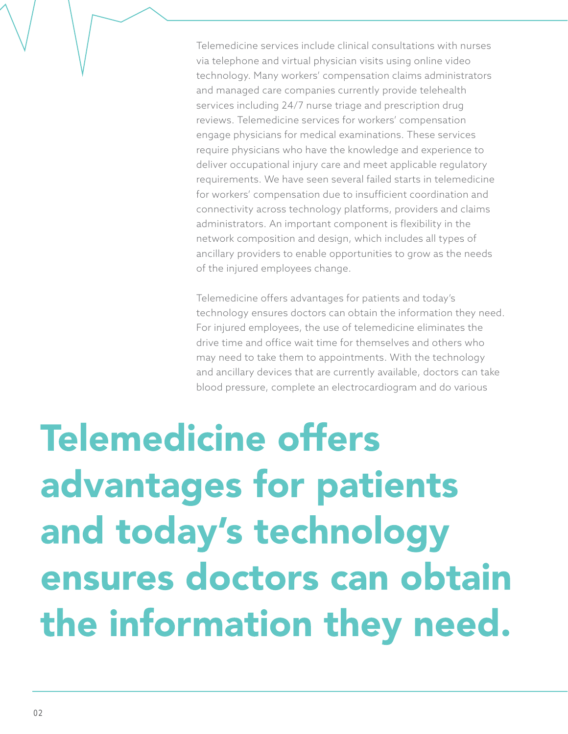Telemedicine services include clinical consultations with nurses via telephone and virtual physician visits using online video technology. Many workers' compensation claims administrators and managed care companies currently provide telehealth services including 24/7 nurse triage and prescription drug reviews. Telemedicine services for workers' compensation engage physicians for medical examinations. These services require physicians who have the knowledge and experience to deliver occupational injury care and meet applicable regulatory requirements. We have seen several failed starts in telemedicine for workers' compensation due to insufficient coordination and connectivity across technology platforms, providers and claims administrators. An important component is flexibility in the network composition and design, which includes all types of ancillary providers to enable opportunities to grow as the needs of the injured employees change.

Telemedicine offers advantages for patients and today's technology ensures doctors can obtain the information they need. For injured employees, the use of telemedicine eliminates the drive time and office wait time for themselves and others who may need to take them to appointments. With the technology and ancillary devices that are currently available, doctors can take blood pressure, complete an electrocardiogram and do various

## Telemedicine offers advantages for patients and today's technology ensures doctors can obtain the information they need.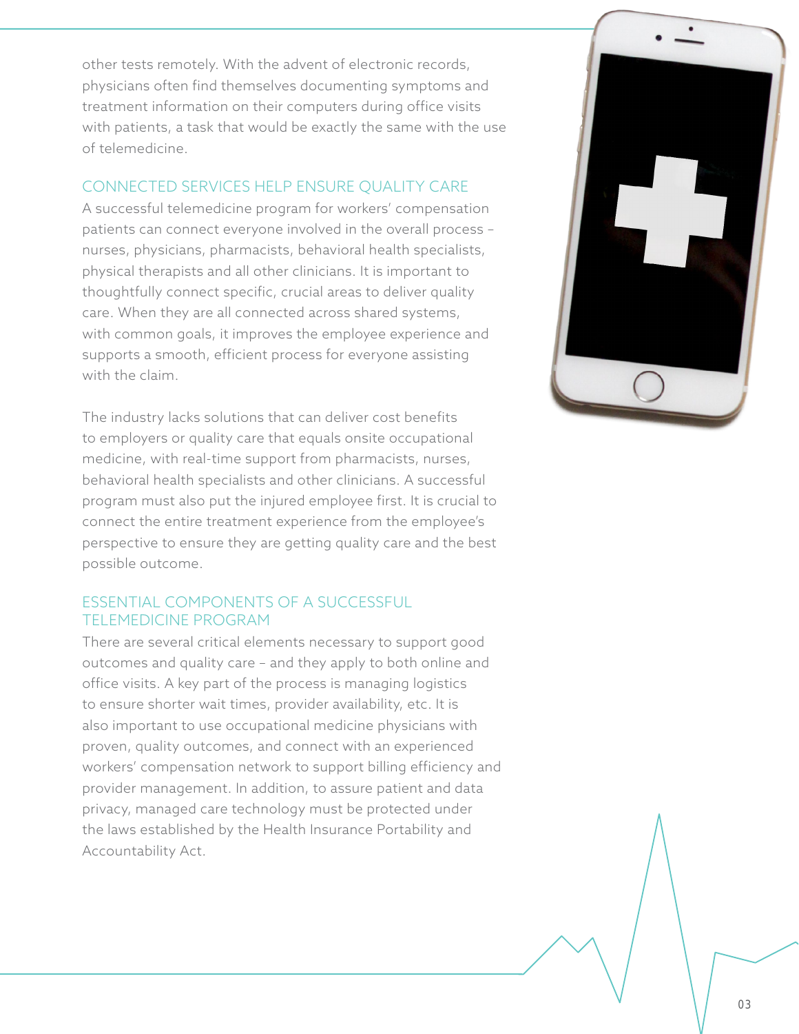other tests remotely. With the advent of electronic records, physicians often find themselves documenting symptoms and treatment information on their computers during office visits with patients, a task that would be exactly the same with the use of telemedicine.

## CONNECTED SERVICES HELP ENSURE QUALITY CARE

A successful telemedicine program for workers' compensation patients can connect everyone involved in the overall process – nurses, physicians, pharmacists, behavioral health specialists, physical therapists and all other clinicians. It is important to thoughtfully connect specific, crucial areas to deliver quality care. When they are all connected across shared systems, with common goals, it improves the employee experience and supports a smooth, efficient process for everyone assisting with the claim.

The industry lacks solutions that can deliver cost benefits to employers or quality care that equals onsite occupational medicine, with real-time support from pharmacists, nurses, behavioral health specialists and other clinicians. A successful program must also put the injured employee first. It is crucial to connect the entire treatment experience from the employee's perspective to ensure they are getting quality care and the best possible outcome.

## ESSENTIAL COMPONENTS OF A SUCCESSFUL TELEMEDICINE PROGRAM

There are several critical elements necessary to support good outcomes and quality care – and they apply to both online and office visits. A key part of the process is managing logistics to ensure shorter wait times, provider availability, etc. It is also important to use occupational medicine physicians with proven, quality outcomes, and connect with an experienced workers' compensation network to support billing efficiency and provider management. In addition, to assure patient and data privacy, managed care technology must be protected under the laws established by the Health Insurance Portability and Accountability Act.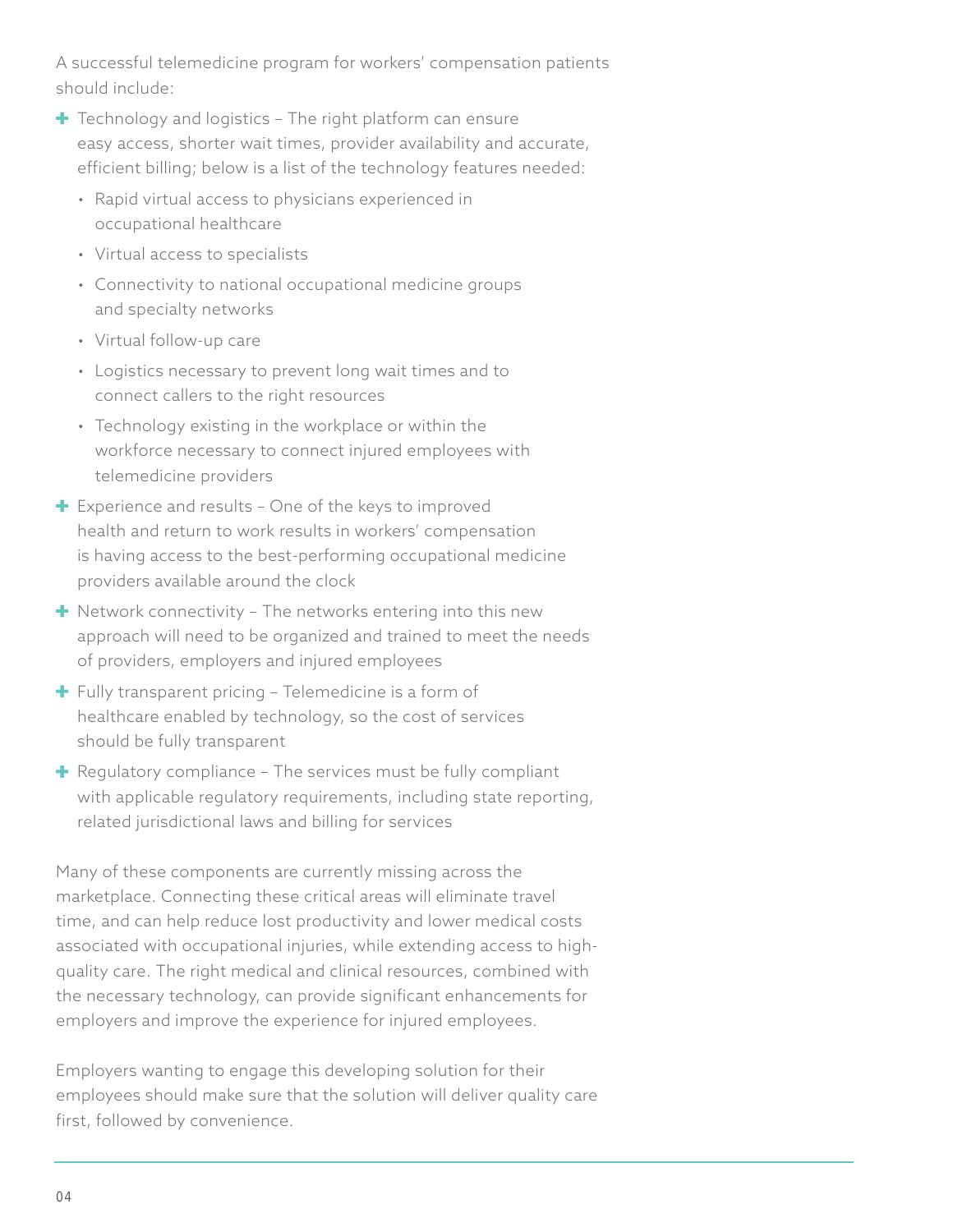A successful telemedicine program for workers' compensation patients should include:

- Technology and logistics – The right platform can ensure easy access, shorter wait times, provider availability and accurate, efficient billing; below is a list of the technology features needed:
  - Rapid virtual access to physicians experienced in occupational healthcare
  - Virtual access to specialists
  - Connectivity to national occupational medicine groups and specialty networks
  - Virtual follow-up care
  - Logistics necessary to prevent long wait times and to connect callers to the right resources
  - Technology existing in the workplace or within the workforce necessary to connect injured employees with telemedicine providers
- Experience and results – One of the keys to improved health and return to work results in workers' compensation is having access to the best-performing occupational medicine providers available around the clock
- Network connectivity – The networks entering into this new approach will need to be organized and trained to meet the needs of providers, employers and injured employees
- Fully transparent pricing – Telemedicine is a form of healthcare enabled by technology, so the cost of services should be fully transparent
- Regulatory compliance – The services must be fully compliant with applicable regulatory requirements, including state reporting, related jurisdictional laws and billing for services

Many of these components are currently missing across the marketplace. Connecting these critical areas will eliminate travel time, and can help reduce lost productivity and lower medical costs associated with occupational injuries, while extending access to high-quality care. The right medical and clinical resources, combined with the necessary technology, can provide significant enhancements for employers and improve the experience for injured employees.

Employers wanting to engage this developing solution for their employees should make sure that the solution will deliver quality care first, followed by convenience.